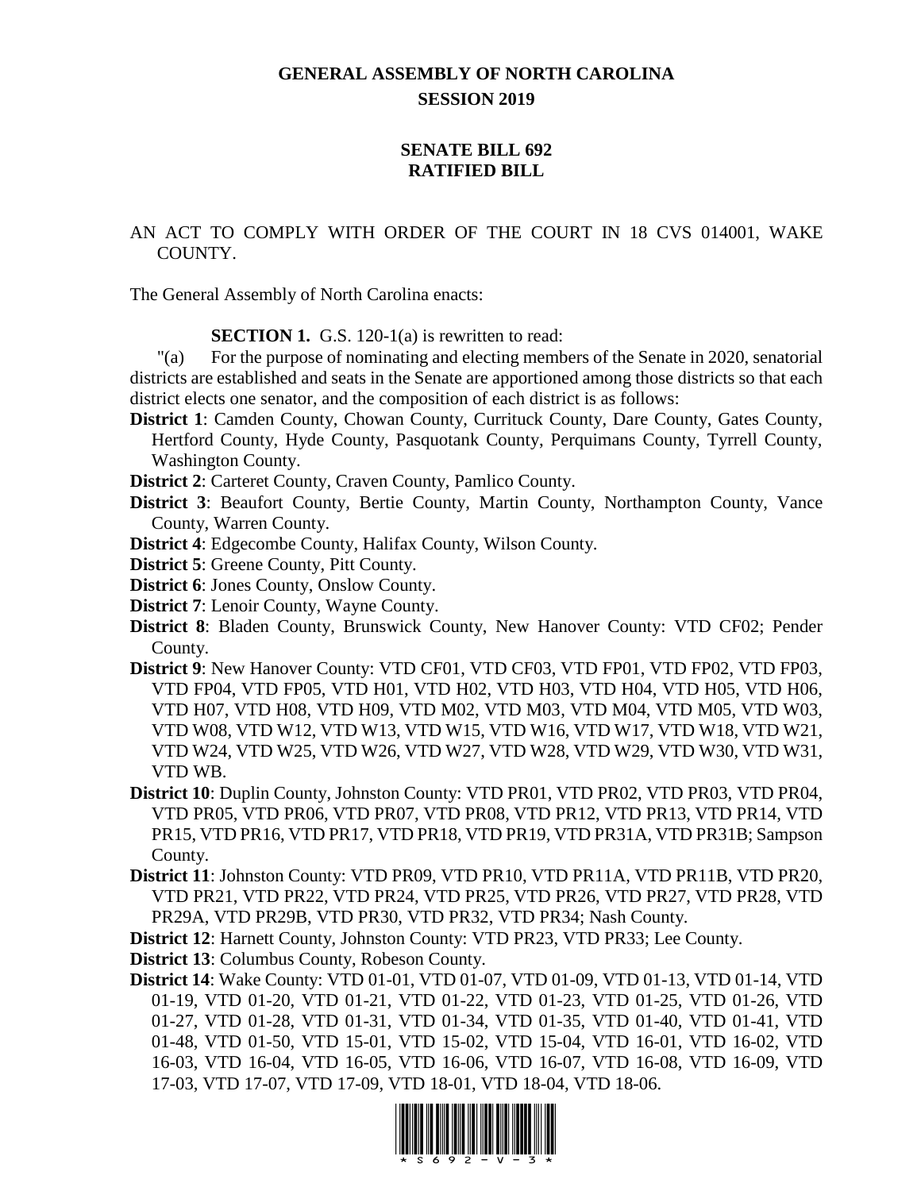# GENERAL ASSEMBLY OF NORTH CAROLINA
## SESSION 2019

## SENATE BILL 692
## RATIFIED BILL

AN ACT TO COMPLY WITH ORDER OF THE COURT IN 18 CVS 014001, WAKE COUNTY.

The General Assembly of North Carolina enacts:

**SECTION 1.** G.S. 120-1(a) is rewritten to read:

"(a) For the purpose of nominating and electing members of the Senate in 2020, senatorial districts are established and seats in the Senate are apportioned among those districts so that each district elects one senator, and the composition of each district is as follows:

**District 1**: Camden County, Chowan County, Currituck County, Dare County, Gates County, Hertford County, Hyde County, Pasquotank County, Perquimans County, Tyrrell County, Washington County.

**District 2**: Carteret County, Craven County, Pamlico County.

**District 3**: Beaufort County, Bertie County, Martin County, Northampton County, Vance County, Warren County.

**District 4**: Edgecombe County, Halifax County, Wilson County.

**District 5**: Greene County, Pitt County.

**District 6**: Jones County, Onslow County.

**District 7**: Lenoir County, Wayne County.

**District 8**: Bladen County, Brunswick County, New Hanover County: VTD CF02; Pender County.

**District 9**: New Hanover County: VTD CF01, VTD CF03, VTD FP01, VTD FP02, VTD FP03, VTD FP04, VTD FP05, VTD H01, VTD H02, VTD H03, VTD H04, VTD H05, VTD H06, VTD H07, VTD H08, VTD H09, VTD M02, VTD M03, VTD M04, VTD M05, VTD W03, VTD W08, VTD W12, VTD W13, VTD W15, VTD W16, VTD W17, VTD W18, VTD W21, VTD W24, VTD W25, VTD W26, VTD W27, VTD W28, VTD W29, VTD W30, VTD W31, VTD WB.

**District 10**: Duplin County, Johnston County: VTD PR01, VTD PR02, VTD PR03, VTD PR04, VTD PR05, VTD PR06, VTD PR07, VTD PR08, VTD PR12, VTD PR13, VTD PR14, VTD PR15, VTD PR16, VTD PR17, VTD PR18, VTD PR19, VTD PR31A, VTD PR31B; Sampson County.

**District 11**: Johnston County: VTD PR09, VTD PR10, VTD PR11A, VTD PR11B, VTD PR20, VTD PR21, VTD PR22, VTD PR24, VTD PR25, VTD PR26, VTD PR27, VTD PR28, VTD PR29A, VTD PR29B, VTD PR30, VTD PR32, VTD PR34; Nash County.

**District 12**: Harnett County, Johnston County: VTD PR23, VTD PR33; Lee County.

**District 13**: Columbus County, Robeson County.

**District 14**: Wake County: VTD 01-01, VTD 01-07, VTD 01-09, VTD 01-13, VTD 01-14, VTD 01-19, VTD 01-20, VTD 01-21, VTD 01-22, VTD 01-23, VTD 01-25, VTD 01-26, VTD 01-27, VTD 01-28, VTD 01-31, VTD 01-34, VTD 01-35, VTD 01-40, VTD 01-41, VTD 01-48, VTD 01-50, VTD 15-01, VTD 15-02, VTD 15-04, VTD 16-01, VTD 16-02, VTD 16-03, VTD 16-04, VTD 16-05, VTD 16-06, VTD 16-07, VTD 16-08, VTD 16-09, VTD 17-03, VTD 17-07, VTD 17-09, VTD 18-01, VTD 18-04, VTD 18-06.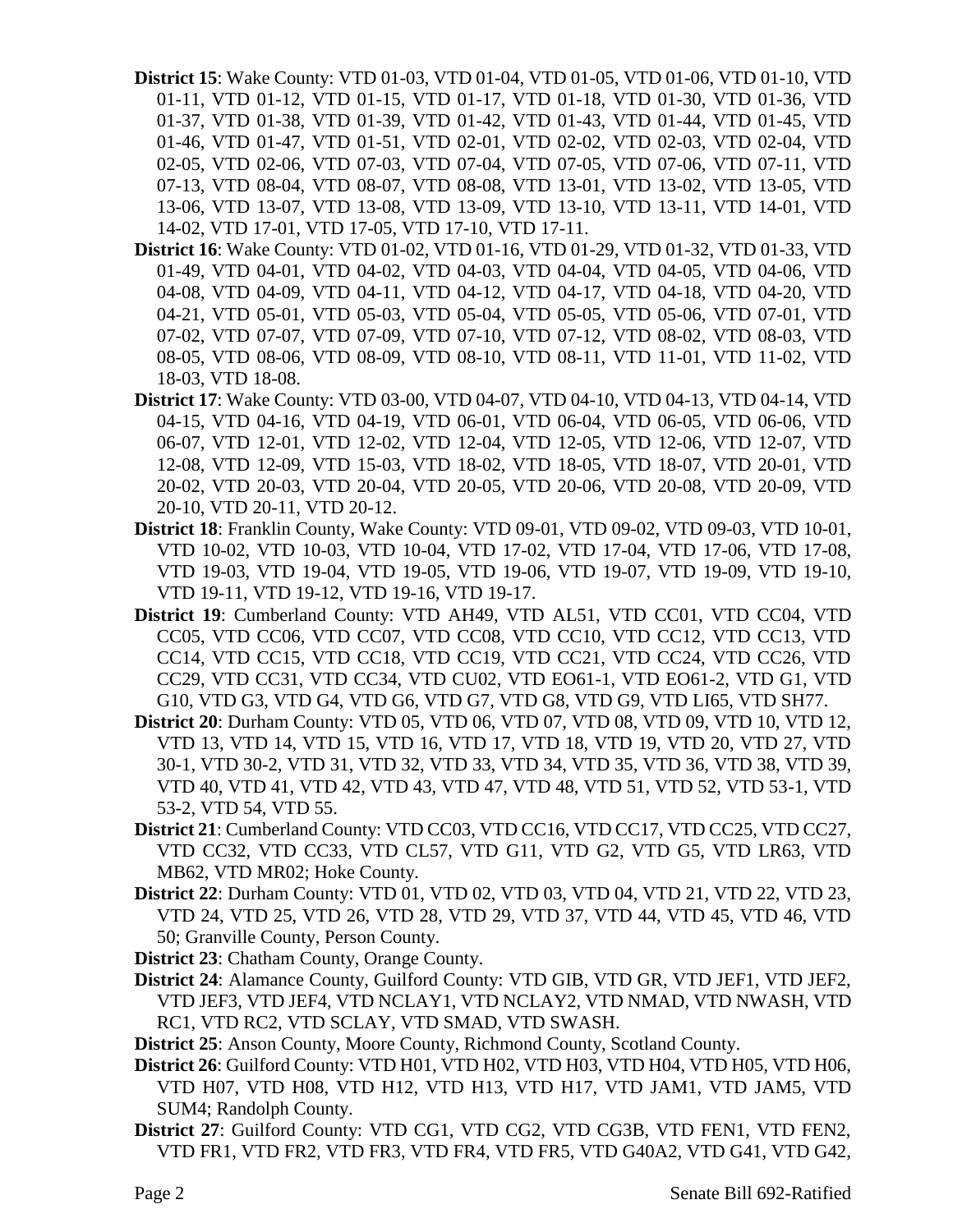**District 15**: Wake County: VTD 01-03, VTD 01-04, VTD 01-05, VTD 01-06, VTD 01-10, VTD 01-11, VTD 01-12, VTD 01-15, VTD 01-17, VTD 01-18, VTD 01-30, VTD 01-36, VTD 01-37, VTD 01-38, VTD 01-39, VTD 01-42, VTD 01-43, VTD 01-44, VTD 01-45, VTD 01-46, VTD 01-47, VTD 01-51, VTD 02-01, VTD 02-02, VTD 02-03, VTD 02-04, VTD 02-05, VTD 02-06, VTD 07-03, VTD 07-04, VTD 07-05, VTD 07-06, VTD 07-11, VTD 07-13, VTD 08-04, VTD 08-07, VTD 08-08, VTD 13-01, VTD 13-02, VTD 13-05, VTD 13-06, VTD 13-07, VTD 13-08, VTD 13-09, VTD 13-10, VTD 13-11, VTD 14-01, VTD 14-02, VTD 17-01, VTD 17-05, VTD 17-10, VTD 17-11.

**District 16**: Wake County: VTD 01-02, VTD 01-16, VTD 01-29, VTD 01-32, VTD 01-33, VTD 01-49, VTD 04-01, VTD 04-02, VTD 04-03, VTD 04-04, VTD 04-05, VTD 04-06, VTD 04-08, VTD 04-09, VTD 04-11, VTD 04-12, VTD 04-17, VTD 04-18, VTD 04-20, VTD 04-21, VTD 05-01, VTD 05-03, VTD 05-04, VTD 05-05, VTD 05-06, VTD 07-01, VTD 07-02, VTD 07-07, VTD 07-09, VTD 07-10, VTD 07-12, VTD 08-02, VTD 08-03, VTD 08-05, VTD 08-06, VTD 08-09, VTD 08-10, VTD 08-11, VTD 11-01, VTD 11-02, VTD 18-03, VTD 18-08.

**District 17**: Wake County: VTD 03-00, VTD 04-07, VTD 04-10, VTD 04-13, VTD 04-14, VTD 04-15, VTD 04-16, VTD 04-19, VTD 06-01, VTD 06-04, VTD 06-05, VTD 06-06, VTD 06-07, VTD 12-01, VTD 12-02, VTD 12-04, VTD 12-05, VTD 12-06, VTD 12-07, VTD 12-08, VTD 12-09, VTD 15-03, VTD 18-02, VTD 18-05, VTD 18-07, VTD 20-01, VTD 20-02, VTD 20-03, VTD 20-04, VTD 20-05, VTD 20-06, VTD 20-08, VTD 20-09, VTD 20-10, VTD 20-11, VTD 20-12.

**District 18**: Franklin County, Wake County: VTD 09-01, VTD 09-02, VTD 09-03, VTD 10-01, VTD 10-02, VTD 10-03, VTD 10-04, VTD 17-02, VTD 17-04, VTD 17-06, VTD 17-08, VTD 19-03, VTD 19-04, VTD 19-05, VTD 19-06, VTD 19-07, VTD 19-09, VTD 19-10, VTD 19-11, VTD 19-12, VTD 19-16, VTD 19-17.

**District 19**: Cumberland County: VTD AH49, VTD AL51, VTD CC01, VTD CC04, VTD CC05, VTD CC06, VTD CC07, VTD CC08, VTD CC10, VTD CC12, VTD CC13, VTD CC14, VTD CC15, VTD CC18, VTD CC19, VTD CC21, VTD CC24, VTD CC26, VTD CC29, VTD CC31, VTD CC34, VTD CU02, VTD EO61-1, VTD EO61-2, VTD G1, VTD G10, VTD G3, VTD G4, VTD G6, VTD G7, VTD G8, VTD G9, VTD LI65, VTD SH77.

**District 20**: Durham County: VTD 05, VTD 06, VTD 07, VTD 08, VTD 09, VTD 10, VTD 12, VTD 13, VTD 14, VTD 15, VTD 16, VTD 17, VTD 18, VTD 19, VTD 20, VTD 27, VTD 30-1, VTD 30-2, VTD 31, VTD 32, VTD 33, VTD 34, VTD 35, VTD 36, VTD 38, VTD 39, VTD 40, VTD 41, VTD 42, VTD 43, VTD 47, VTD 48, VTD 51, VTD 52, VTD 53-1, VTD 53-2, VTD 54, VTD 55.

**District 21**: Cumberland County: VTD CC03, VTD CC16, VTD CC17, VTD CC25, VTD CC27, VTD CC32, VTD CC33, VTD CL57, VTD G11, VTD G2, VTD G5, VTD LR63, VTD MB62, VTD MR02; Hoke County.

**District 22**: Durham County: VTD 01, VTD 02, VTD 03, VTD 04, VTD 21, VTD 22, VTD 23, VTD 24, VTD 25, VTD 26, VTD 28, VTD 29, VTD 37, VTD 44, VTD 45, VTD 46, VTD 50; Granville County, Person County.

**District 23**: Chatham County, Orange County.

**District 24**: Alamance County, Guilford County: VTD GIB, VTD GR, VTD JEF1, VTD JEF2, VTD JEF3, VTD JEF4, VTD NCLAY1, VTD NCLAY2, VTD NMAD, VTD NWASH, VTD RC1, VTD RC2, VTD SCLAY, VTD SMAD, VTD SWASH.

**District 25**: Anson County, Moore County, Richmond County, Scotland County.

**District 26**: Guilford County: VTD H01, VTD H02, VTD H03, VTD H04, VTD H05, VTD H06, VTD H07, VTD H08, VTD H12, VTD H13, VTD H17, VTD JAM1, VTD JAM5, VTD SUM4; Randolph County.

**District 27**: Guilford County: VTD CG1, VTD CG2, VTD CG3B, VTD FEN1, VTD FEN2, VTD FR1, VTD FR2, VTD FR3, VTD FR4, VTD FR5, VTD G40A2, VTD G41, VTD G42,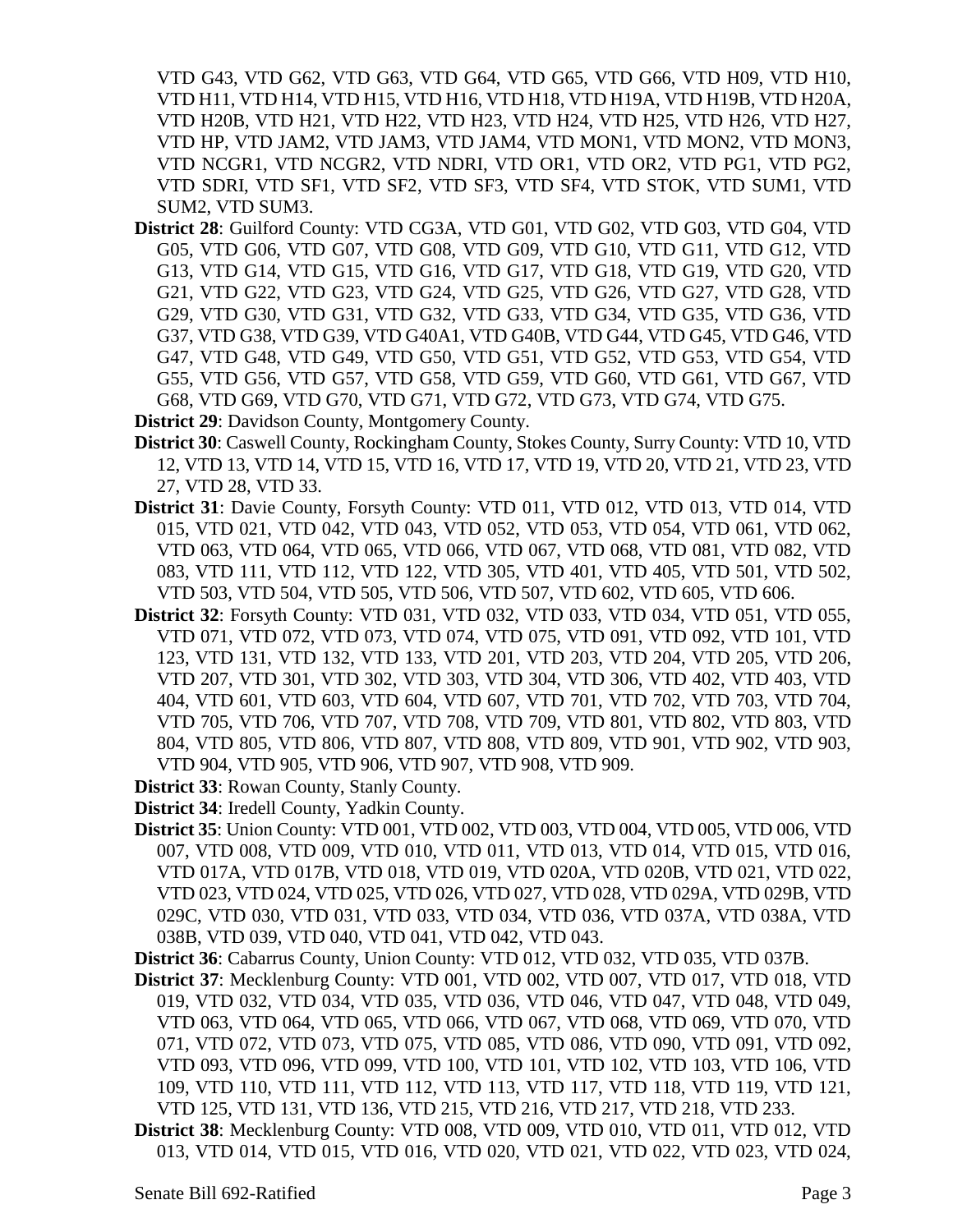VTD G43, VTD G62, VTD G63, VTD G64, VTD G65, VTD G66, VTD H09, VTD H10, VTD H11, VTD H14, VTD H15, VTD H16, VTD H18, VTD H19A, VTD H19B, VTD H20A, VTD H20B, VTD H21, VTD H22, VTD H23, VTD H24, VTD H25, VTD H26, VTD H27, VTD HP, VTD JAM2, VTD JAM3, VTD JAM4, VTD MON1, VTD MON2, VTD MON3, VTD NCGR1, VTD NCGR2, VTD NDRI, VTD OR1, VTD OR2, VTD PG1, VTD PG2, VTD SDRI, VTD SF1, VTD SF2, VTD SF3, VTD SF4, VTD STOK, VTD SUM1, VTD SUM2, VTD SUM3.

**District 28**: Guilford County: VTD CG3A, VTD G01, VTD G02, VTD G03, VTD G04, VTD G05, VTD G06, VTD G07, VTD G08, VTD G09, VTD G10, VTD G11, VTD G12, VTD G13, VTD G14, VTD G15, VTD G16, VTD G17, VTD G18, VTD G19, VTD G20, VTD G21, VTD G22, VTD G23, VTD G24, VTD G25, VTD G26, VTD G27, VTD G28, VTD G29, VTD G30, VTD G31, VTD G32, VTD G33, VTD G34, VTD G35, VTD G36, VTD G37, VTD G38, VTD G39, VTD G40A1, VTD G40B, VTD G44, VTD G45, VTD G46, VTD G47, VTD G48, VTD G49, VTD G50, VTD G51, VTD G52, VTD G53, VTD G54, VTD G55, VTD G56, VTD G57, VTD G58, VTD G59, VTD G60, VTD G61, VTD G67, VTD G68, VTD G69, VTD G70, VTD G71, VTD G72, VTD G73, VTD G74, VTD G75.

**District 29**: Davidson County, Montgomery County.

**District 30**: Caswell County, Rockingham County, Stokes County, Surry County: VTD 10, VTD 12, VTD 13, VTD 14, VTD 15, VTD 16, VTD 17, VTD 19, VTD 20, VTD 21, VTD 23, VTD 27, VTD 28, VTD 33.

**District 31**: Davie County, Forsyth County: VTD 011, VTD 012, VTD 013, VTD 014, VTD 015, VTD 021, VTD 042, VTD 043, VTD 052, VTD 053, VTD 054, VTD 061, VTD 062, VTD 063, VTD 064, VTD 065, VTD 066, VTD 067, VTD 068, VTD 081, VTD 082, VTD 083, VTD 111, VTD 112, VTD 122, VTD 305, VTD 401, VTD 405, VTD 501, VTD 502, VTD 503, VTD 504, VTD 505, VTD 506, VTD 507, VTD 602, VTD 605, VTD 606.

**District 32**: Forsyth County: VTD 031, VTD 032, VTD 033, VTD 034, VTD 051, VTD 055, VTD 071, VTD 072, VTD 073, VTD 074, VTD 075, VTD 091, VTD 092, VTD 101, VTD 123, VTD 131, VTD 132, VTD 133, VTD 201, VTD 203, VTD 204, VTD 205, VTD 206, VTD 207, VTD 301, VTD 302, VTD 303, VTD 304, VTD 306, VTD 402, VTD 403, VTD 404, VTD 601, VTD 603, VTD 604, VTD 607, VTD 701, VTD 702, VTD 703, VTD 704, VTD 705, VTD 706, VTD 707, VTD 708, VTD 709, VTD 801, VTD 802, VTD 803, VTD 804, VTD 805, VTD 806, VTD 807, VTD 808, VTD 809, VTD 901, VTD 902, VTD 903, VTD 904, VTD 905, VTD 906, VTD 907, VTD 908, VTD 909.

**District 33**: Rowan County, Stanly County.

**District 34**: Iredell County, Yadkin County.

**District 35**: Union County: VTD 001, VTD 002, VTD 003, VTD 004, VTD 005, VTD 006, VTD 007, VTD 008, VTD 009, VTD 010, VTD 011, VTD 013, VTD 014, VTD 015, VTD 016, VTD 017A, VTD 017B, VTD 018, VTD 019, VTD 020A, VTD 020B, VTD 021, VTD 022, VTD 023, VTD 024, VTD 025, VTD 026, VTD 027, VTD 028, VTD 029A, VTD 029B, VTD 029C, VTD 030, VTD 031, VTD 033, VTD 034, VTD 036, VTD 037A, VTD 038A, VTD 038B, VTD 039, VTD 040, VTD 041, VTD 042, VTD 043.

**District 36**: Cabarrus County, Union County: VTD 012, VTD 032, VTD 035, VTD 037B.

**District 37**: Mecklenburg County: VTD 001, VTD 002, VTD 007, VTD 017, VTD 018, VTD 019, VTD 032, VTD 034, VTD 035, VTD 036, VTD 046, VTD 047, VTD 048, VTD 049, VTD 063, VTD 064, VTD 065, VTD 066, VTD 067, VTD 068, VTD 069, VTD 070, VTD 071, VTD 072, VTD 073, VTD 075, VTD 085, VTD 086, VTD 090, VTD 091, VTD 092, VTD 093, VTD 096, VTD 099, VTD 100, VTD 101, VTD 102, VTD 103, VTD 106, VTD 109, VTD 110, VTD 111, VTD 112, VTD 113, VTD 117, VTD 118, VTD 119, VTD 121, VTD 125, VTD 131, VTD 136, VTD 215, VTD 216, VTD 217, VTD 218, VTD 233.

**District 38**: Mecklenburg County: VTD 008, VTD 009, VTD 010, VTD 011, VTD 012, VTD 013, VTD 014, VTD 015, VTD 016, VTD 020, VTD 021, VTD 022, VTD 023, VTD 024,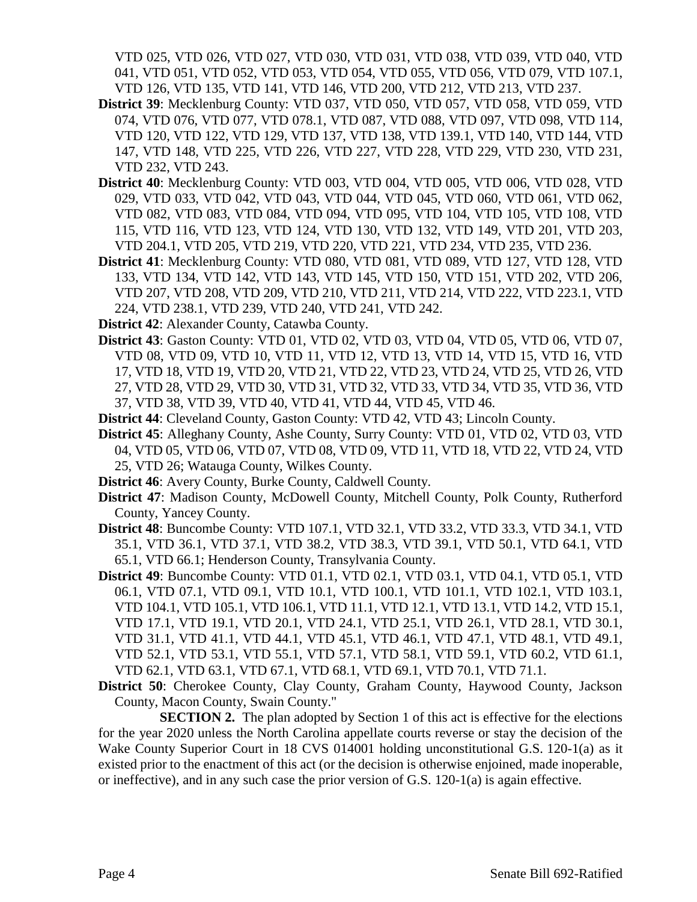VTD 025, VTD 026, VTD 027, VTD 030, VTD 031, VTD 038, VTD 039, VTD 040, VTD 041, VTD 051, VTD 052, VTD 053, VTD 054, VTD 055, VTD 056, VTD 079, VTD 107.1, VTD 126, VTD 135, VTD 141, VTD 146, VTD 200, VTD 212, VTD 213, VTD 237.

**District 39**: Mecklenburg County: VTD 037, VTD 050, VTD 057, VTD 058, VTD 059, VTD 074, VTD 076, VTD 077, VTD 078.1, VTD 087, VTD 088, VTD 097, VTD 098, VTD 114, VTD 120, VTD 122, VTD 129, VTD 137, VTD 138, VTD 139.1, VTD 140, VTD 144, VTD 147, VTD 148, VTD 225, VTD 226, VTD 227, VTD 228, VTD 229, VTD 230, VTD 231, VTD 232, VTD 243.

**District 40**: Mecklenburg County: VTD 003, VTD 004, VTD 005, VTD 006, VTD 028, VTD 029, VTD 033, VTD 042, VTD 043, VTD 044, VTD 045, VTD 060, VTD 061, VTD 062, VTD 082, VTD 083, VTD 084, VTD 094, VTD 095, VTD 104, VTD 105, VTD 108, VTD 115, VTD 116, VTD 123, VTD 124, VTD 130, VTD 132, VTD 149, VTD 201, VTD 203, VTD 204.1, VTD 205, VTD 219, VTD 220, VTD 221, VTD 234, VTD 235, VTD 236.

**District 41**: Mecklenburg County: VTD 080, VTD 081, VTD 089, VTD 127, VTD 128, VTD 133, VTD 134, VTD 142, VTD 143, VTD 145, VTD 150, VTD 151, VTD 202, VTD 206, VTD 207, VTD 208, VTD 209, VTD 210, VTD 211, VTD 214, VTD 222, VTD 223.1, VTD 224, VTD 238.1, VTD 239, VTD 240, VTD 241, VTD 242.

**District 42**: Alexander County, Catawba County.

**District 43**: Gaston County: VTD 01, VTD 02, VTD 03, VTD 04, VTD 05, VTD 06, VTD 07, VTD 08, VTD 09, VTD 10, VTD 11, VTD 12, VTD 13, VTD 14, VTD 15, VTD 16, VTD 17, VTD 18, VTD 19, VTD 20, VTD 21, VTD 22, VTD 23, VTD 24, VTD 25, VTD 26, VTD 27, VTD 28, VTD 29, VTD 30, VTD 31, VTD 32, VTD 33, VTD 34, VTD 35, VTD 36, VTD 37, VTD 38, VTD 39, VTD 40, VTD 41, VTD 44, VTD 45, VTD 46.

**District 44**: Cleveland County, Gaston County: VTD 42, VTD 43; Lincoln County.

**District 45**: Alleghany County, Ashe County, Surry County: VTD 01, VTD 02, VTD 03, VTD 04, VTD 05, VTD 06, VTD 07, VTD 08, VTD 09, VTD 11, VTD 18, VTD 22, VTD 24, VTD 25, VTD 26; Watauga County, Wilkes County.

**District 46**: Avery County, Burke County, Caldwell County.

**District 47**: Madison County, McDowell County, Mitchell County, Polk County, Rutherford County, Yancey County.

**District 48**: Buncombe County: VTD 107.1, VTD 32.1, VTD 33.2, VTD 33.3, VTD 34.1, VTD 35.1, VTD 36.1, VTD 37.1, VTD 38.2, VTD 38.3, VTD 39.1, VTD 50.1, VTD 64.1, VTD 65.1, VTD 66.1; Henderson County, Transylvania County.

**District 49**: Buncombe County: VTD 01.1, VTD 02.1, VTD 03.1, VTD 04.1, VTD 05.1, VTD 06.1, VTD 07.1, VTD 09.1, VTD 10.1, VTD 100.1, VTD 101.1, VTD 102.1, VTD 103.1, VTD 104.1, VTD 105.1, VTD 106.1, VTD 11.1, VTD 12.1, VTD 13.1, VTD 14.2, VTD 15.1, VTD 17.1, VTD 19.1, VTD 20.1, VTD 24.1, VTD 25.1, VTD 26.1, VTD 28.1, VTD 30.1, VTD 31.1, VTD 41.1, VTD 44.1, VTD 45.1, VTD 46.1, VTD 47.1, VTD 48.1, VTD 49.1, VTD 52.1, VTD 53.1, VTD 55.1, VTD 57.1, VTD 58.1, VTD 59.1, VTD 60.2, VTD 61.1, VTD 62.1, VTD 63.1, VTD 67.1, VTD 68.1, VTD 69.1, VTD 70.1, VTD 71.1.

**District 50**: Cherokee County, Clay County, Graham County, Haywood County, Jackson County, Macon County, Swain County."

**SECTION 2.** The plan adopted by Section 1 of this act is effective for the elections for the year 2020 unless the North Carolina appellate courts reverse or stay the decision of the Wake County Superior Court in 18 CVS 014001 holding unconstitutional G.S. 120-1(a) as it existed prior to the enactment of this act (or the decision is otherwise enjoined, made inoperable, or ineffective), and in any such case the prior version of G.S. 120-1(a) is again effective.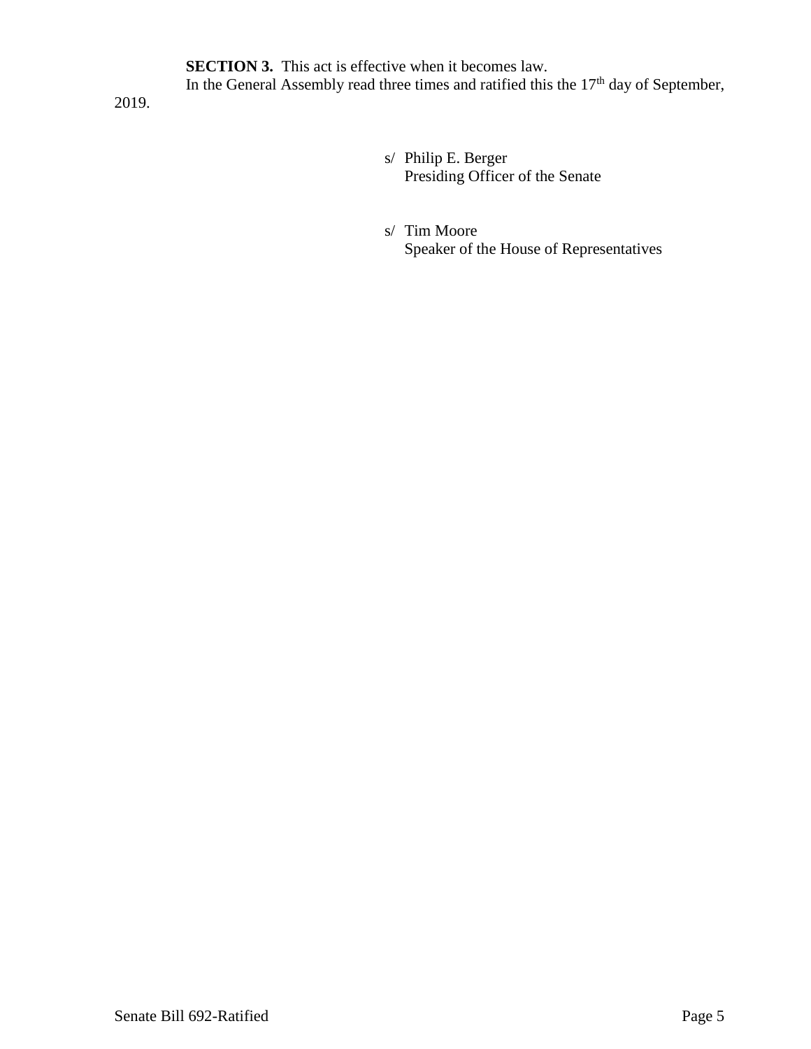**SECTION 3.** This act is effective when it becomes law.

In the General Assembly read three times and ratified this the 17th day of September, 2019.

s/ Philip E. Berger
Presiding Officer of the Senate

s/ Tim Moore
Speaker of the House of Representatives